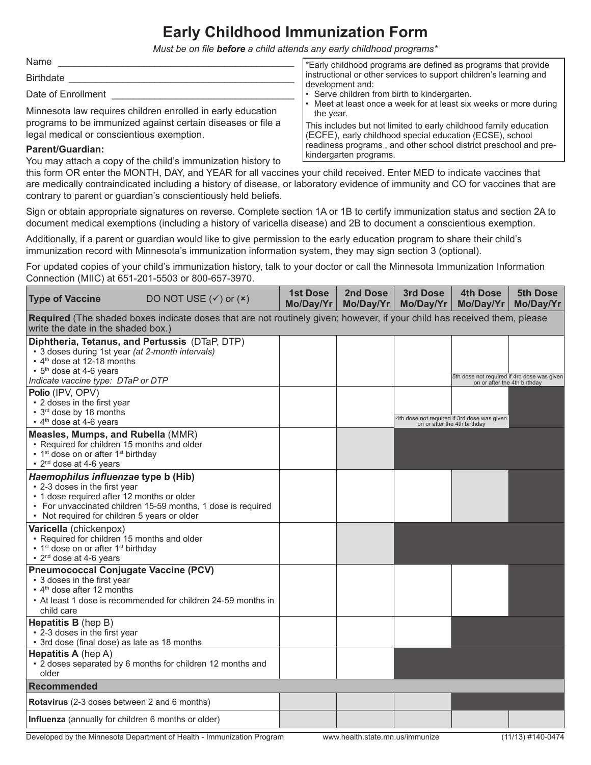# Early Childhood Immunization Form

*Must be on file **before** a child attends any early childhood programs\**

Name ___________________________________________

Birthdate ___________________________________________

Date of Enrollment _________________________________

> \*Early childhood programs are defined as programs that provide instructional or other services to support children's learning and development and:
> - Serve children from birth to kindergarten.
> - Meet at least once a week for at least six weeks or more during the year.
>
> This includes but not limited to early childhood family education (ECFE), early childhood special education (ECSE), school readiness programs , and other school district preschool and pre-kindergarten programs.

Minnesota law requires children enrolled in early education programs to be immunized against certain diseases or file a legal medical or conscientious exemption.

**Parent/Guardian:**
You may attach a copy of the child's immunization history to this form OR enter the MONTH, DAY, and YEAR for all vaccines your child received. Enter MED to indicate vaccines that are medically contraindicated including a history of disease, or laboratory evidence of immunity and CO for vaccines that are contrary to parent or guardian's conscientiously held beliefs.

Sign or obtain appropriate signatures on reverse. Complete section 1A or 1B to certify immunization status and section 2A to document medical exemptions (including a history of varicella disease) and 2B to document a conscientious exemption.

Additionally, if a parent or guardian would like to give permission to the early education program to share their child's immunization record with Minnesota's immunization information system, they may sign section 3 (optional).

For updated copies of your child's immunization history, talk to your doctor or call the Minnesota Immunization Information Connection (MIIC) at 651-201-5503 or 800-657-3970.

| **Type of Vaccine** DO NOT USE (✓) or (✗) | **1st Dose Mo/Day/Yr** | **2nd Dose Mo/Day/Yr** | **3rd Dose Mo/Day/Yr** | **4th Dose Mo/Day/Yr** | **5th Dose Mo/Day/Yr** |
|---|---|---|---|---|---|
| **Required** (The shaded boxes indicate doses that are not routinely given; however, if your child has received them, please write the date in the shaded box.) | | | | | |
| **Diphtheria, Tetanus, and Pertussis** (DTaP, DTP)<br>• 3 doses during 1st year *(at 2-month intervals)*<br>• 4th dose at 12-18 months<br>• 5th dose at 4-6 years<br>*Indicate vaccine type: DTaP or DTP* | | | | | 5th dose not required if 4rd dose was given on or after the 4th birthday |
| **Polio** (IPV, OPV)<br>• 2 doses in the first year<br>• 3rd dose by 18 months<br>• 4th dose at 4-6 years | | | | 4th dose not required if 3rd dose was given on or after the 4th birthday | |
| **Measles, Mumps, and Rubella** (MMR)<br>• Required for children 15 months and older<br>• 1st dose on or after 1st birthday<br>• 2nd dose at 4-6 years | | | | | |
| ***Haemophilus influenzae* type b (Hib)**<br>• 2-3 doses in the first year<br>• 1 dose required after 12 months or older<br>• For unvaccinated children 15-59 months, 1 dose is required<br>• Not required for children 5 years or older | | | | | |
| **Varicella** (chickenpox)<br>• Required for children 15 months and older<br>• 1st dose on or after 1st birthday<br>• 2nd dose at 4-6 years | | | | | |
| **Pneumococcal Conjugate Vaccine (PCV)**<br>• 3 doses in the first year<br>• 4th dose after 12 months<br>• At least 1 dose is recommended for children 24-59 months in child care | | | | | |
| **Hepatitis B** (hep B)<br>• 2-3 doses in the first year<br>• 3rd dose (final dose) as late as 18 months | | | | | |
| **Hepatitis A** (hep A)<br>• 2 doses separated by 6 months for children 12 months and older | | | | | |
| **Recommended** | | | | | |
| **Rotavirus** (2-3 doses between 2 and 6 months) | | | | | |
| **Influenza** (annually for children 6 months or older) | | | | | |

Developed by the Minnesota Department of Health - Immunization Program www.health.state.mn.us/immunize (11/13) #140-0474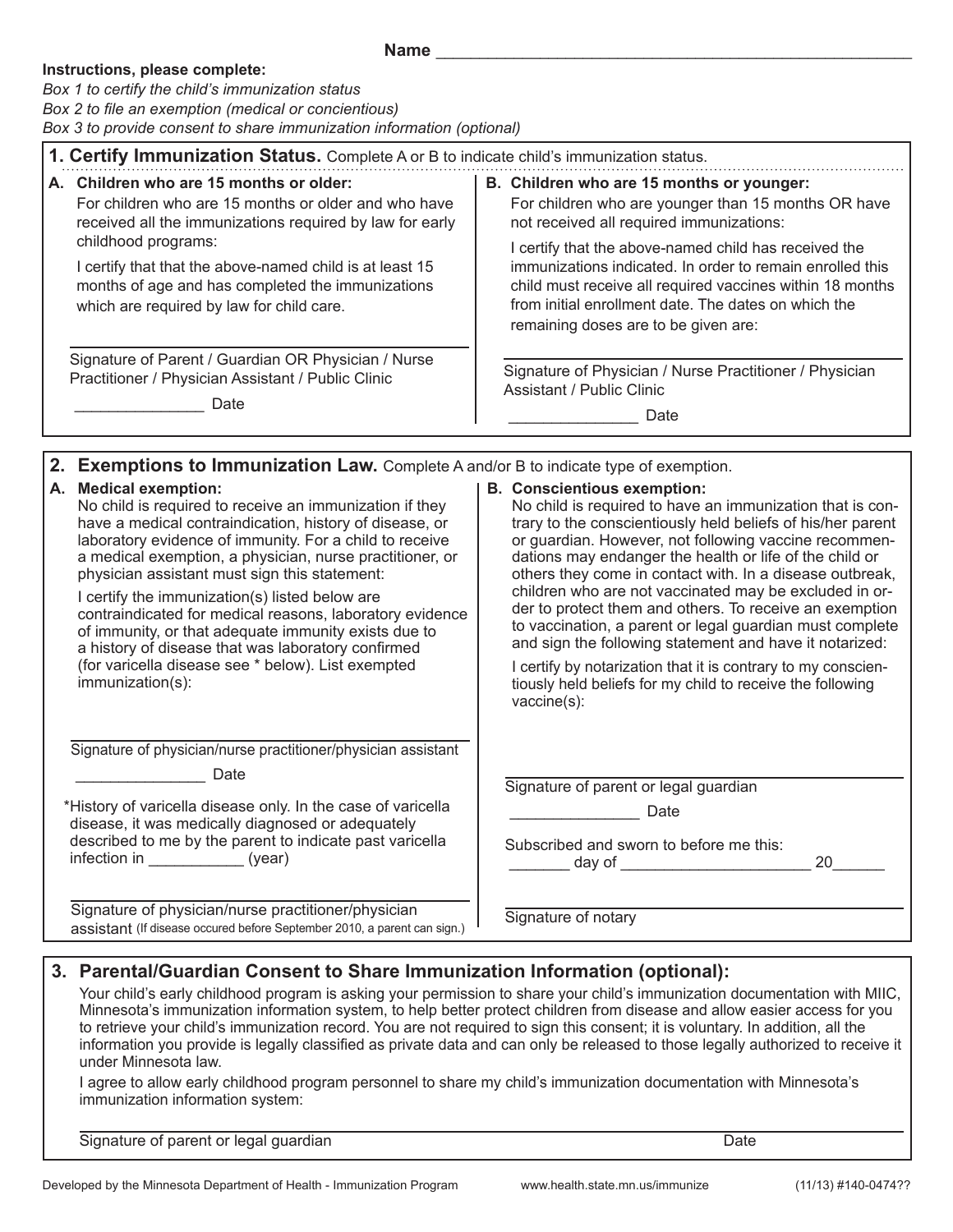**Name** ___________________________________________________

**Instructions, please complete:**

*Box 1 to certify the child's immunization status*
*Box 2 to file an exemption (medical or concientious)*
*Box 3 to provide consent to share immunization information (optional)*

## 1. Certify Immunization Status.

Complete A or B to indicate child's immunization status.

**A. Children who are 15 months or older:**

For children who are 15 months or older and who have received all the immunizations required by law for early childhood programs:

I certify that that the above-named child is at least 15 months of age and has completed the immunizations which are required by law for child care.

_______________________________________________
Signature of Parent / Guardian OR Physician / Nurse Practitioner / Physician Assistant / Public Clinic

_______________ Date

**B. Children who are 15 months or younger:**

For children who are younger than 15 months OR have not received all required immunizations:

I certify that the above-named child has received the immunizations indicated. In order to remain enrolled this child must receive all required vaccines within 18 months from initial enrollment date. The dates on which the remaining doses are to be given are:

_______________________________________________
Signature of Physician / Nurse Practitioner / Physician Assistant / Public Clinic

_______________ Date

## 2. Exemptions to Immunization Law.

Complete A and/or B to indicate type of exemption.

**A. Medical exemption:**

No child is required to receive an immunization if they have a medical contraindication, history of disease, or laboratory evidence of immunity. For a child to receive a medical exemption, a physician, nurse practitioner, or physician assistant must sign this statement:

I certify the immunization(s) listed below are contraindicated for medical reasons, laboratory evidence of immunity, or that adequate immunity exists due to a history of disease that was laboratory confirmed (for varicella disease see * below). List exempted immunization(s):

_______________________________________________
Signature of physician/nurse practitioner/physician assistant

_______________ Date

*History of varicella disease only. In the case of varicella disease, it was medically diagnosed or adequately described to me by the parent to indicate past varicella infection in ___________ (year)

_______________________________________________
Signature of physician/nurse practitioner/physician assistant (If disease occured before September 2010, a parent can sign.)

**B. Conscientious exemption:**

No child is required to have an immunization that is contrary to the conscientiously held beliefs of his/her parent or guardian. However, not following vaccine recommendations may endanger the health or life of the child or others they come in contact with. In a disease outbreak, children who are not vaccinated may be excluded in order to protect them and others. To receive an exemption to vaccination, a parent or legal guardian must complete and sign the following statement and have it notarized:

I certify by notarization that it is contrary to my conscientiously held beliefs for my child to receive the following vaccine(s):

_______________________________________________
Signature of parent or legal guardian

_______________ Date

Subscribed and sworn to before me this:
_______ day of ______________________ 20______

_______________________________________________
Signature of notary

## 3. Parental/Guardian Consent to Share Immunization Information (optional):

Your child's early childhood program is asking your permission to share your child's immunization documentation with MIIC, Minnesota's immunization information system, to help better protect children from disease and allow easier access for you to retrieve your child's immunization record. You are not required to sign this consent; it is voluntary. In addition, all the information you provide is legally classified as private data and can only be released to those legally authorized to receive it under Minnesota law.

I agree to allow early childhood program personnel to share my child's immunization documentation with Minnesota's immunization information system:

_______________________________________________
Signature of parent or legal guardian Date

Developed by the Minnesota Department of Health - Immunization Program www.health.state.mn.us/immunize (11/13) #140-0474??